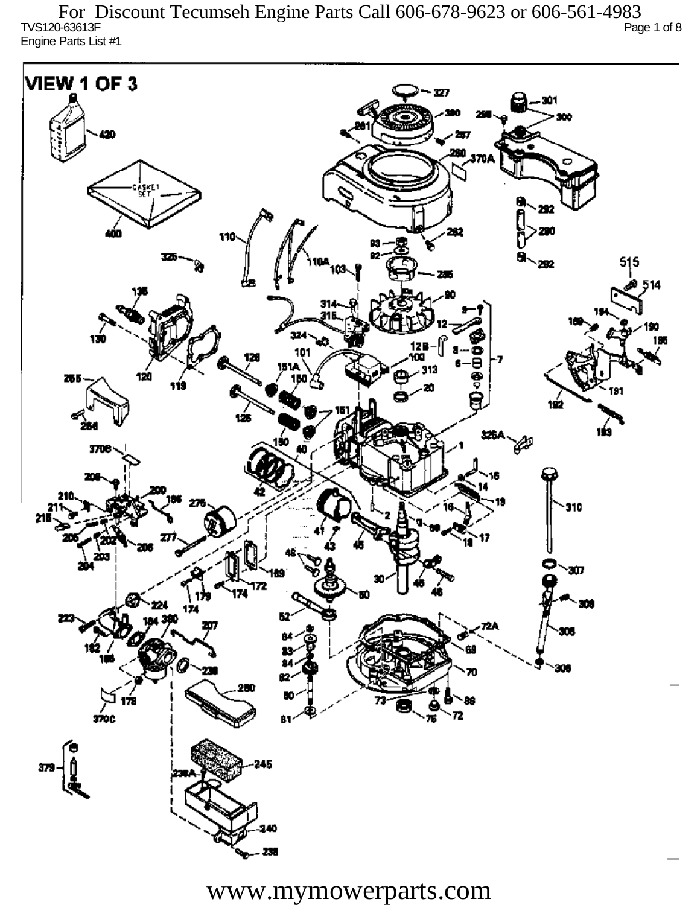For Discount Tecumseh Engine Parts Call 606-678-9623 or 606-561-4983

TVS120-63613F

Engine Parts List #1

# VIEW 1 OF 3

www.mymowerparts.com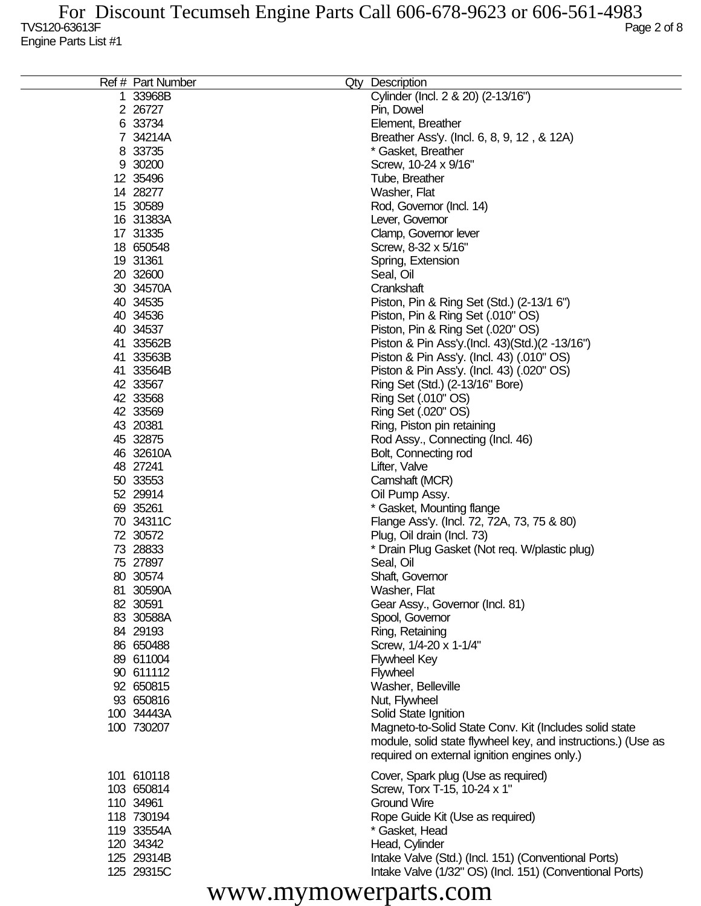| Ref # | Part Number | Qty | Description |
|---|---|---|---|
| 1 | 33968B | | Cylinder (Incl. 2 & 20) (2-13/16") |
| 2 | 26727 | | Pin, Dowel |
| 6 | 33734 | | Element, Breather |
| 7 | 34214A | | Breather Ass'y. (Incl. 6, 8, 9, 12 , & 12A) |
| 8 | 33735 | | * Gasket, Breather |
| 9 | 30200 | | Screw, 10-24 x 9/16" |
| 12 | 35496 | | Tube, Breather |
| 14 | 28277 | | Washer, Flat |
| 15 | 30589 | | Rod, Governor (Incl. 14) |
| 16 | 31383A | | Lever, Governor |
| 17 | 31335 | | Clamp, Governor lever |
| 18 | 650548 | | Screw, 8-32 x 5/16" |
| 19 | 31361 | | Spring, Extension |
| 20 | 32600 | | Seal, Oil |
| 30 | 34570A | | Crankshaft |
| 40 | 34535 | | Piston, Pin & Ring Set (Std.) (2-13/1 6") |
| 40 | 34536 | | Piston, Pin & Ring Set (.010" OS) |
| 40 | 34537 | | Piston, Pin & Ring Set (.020" OS) |
| 41 | 33562B | | Piston & Pin Ass'y.(Incl. 43)(Std.)(2 -13/16") |
| 41 | 33563B | | Piston & Pin Ass'y. (Incl. 43) (.010" OS) |
| 41 | 33564B | | Piston & Pin Ass'y. (Incl. 43) (.020" OS) |
| 42 | 33567 | | Ring Set (Std.) (2-13/16" Bore) |
| 42 | 33568 | | Ring Set (.010" OS) |
| 42 | 33569 | | Ring Set (.020" OS) |
| 43 | 20381 | | Ring, Piston pin retaining |
| 45 | 32875 | | Rod Assy., Connecting (Incl. 46) |
| 46 | 32610A | | Bolt, Connecting rod |
| 48 | 27241 | | Lifter, Valve |
| 50 | 33553 | | Camshaft (MCR) |
| 52 | 29914 | | Oil Pump Assy. |
| 69 | 35261 | | * Gasket, Mounting flange |
| 70 | 34311C | | Flange Ass'y. (Incl. 72, 72A, 73, 75 & 80) |
| 72 | 30572 | | Plug, Oil drain (Incl. 73) |
| 73 | 28833 | | * Drain Plug Gasket (Not req. W/plastic plug) |
| 75 | 27897 | | Seal, Oil |
| 80 | 30574 | | Shaft, Governor |
| 81 | 30590A | | Washer, Flat |
| 82 | 30591 | | Gear Assy., Governor (Incl. 81) |
| 83 | 30588A | | Spool, Governor |
| 84 | 29193 | | Ring, Retaining |
| 86 | 650488 | | Screw, 1/4-20 x 1-1/4" |
| 89 | 611004 | | Flywheel Key |
| 90 | 611112 | | Flywheel |
| 92 | 650815 | | Washer, Belleville |
| 93 | 650816 | | Nut, Flywheel |
| 100 | 34443A | | Solid State Ignition |
| 100 | 730207 | | Magneto-to-Solid State Conv. Kit (Includes solid state module, solid state flywheel key, and instructions.) (Use as required on external ignition engines only.) |
| 101 | 610118 | | Cover, Spark plug (Use as required) |
| 103 | 650814 | | Screw, Torx T-15, 10-24 x 1" |
| 110 | 34961 | | Ground Wire |
| 118 | 730194 | | Rope Guide Kit (Use as required) |
| 119 | 33554A | | * Gasket, Head |
| 120 | 34342 | | Head, Cylinder |
| 125 | 29314B | | Intake Valve (Std.) (Incl. 151) (Conventional Ports) |
| 125 | 29315C | | Intake Valve (1/32" OS) (Incl. 151) (Conventional Ports) |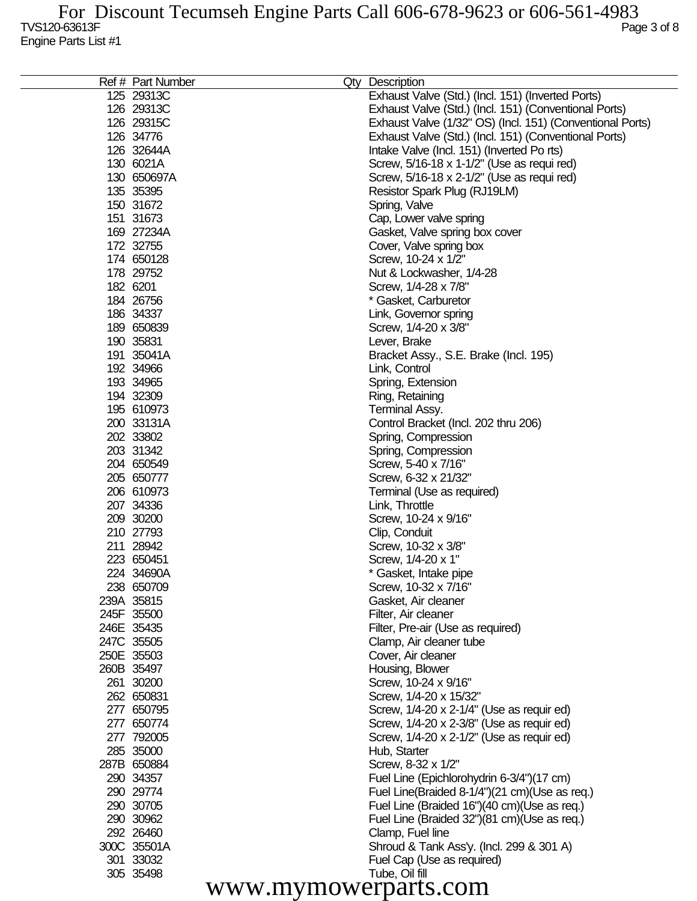Engine Parts List #1

| Ref # | Part Number | Qty | Description |
|---|---|---|---|
| 125 | 29313C | | Exhaust Valve (Std.) (Incl. 151) (Inverted Ports) |
| 126 | 29313C | | Exhaust Valve (Std.) (Incl. 151) (Conventional Ports) |
| 126 | 29315C | | Exhaust Valve (1/32" OS) (Incl. 151) (Conventional Ports) |
| 126 | 34776 | | Exhaust Valve (Std.) (Incl. 151) (Conventional Ports) |
| 126 | 32644A | | Intake Valve (Incl. 151) (Inverted Po rts) |
| 130 | 6021A | | Screw, 5/16-18 x 1-1/2" (Use as requi red) |
| 130 | 650697A | | Screw, 5/16-18 x 2-1/2" (Use as requi red) |
| 135 | 35395 | | Resistor Spark Plug (RJ19LM) |
| 150 | 31672 | | Spring, Valve |
| 151 | 31673 | | Cap, Lower valve spring |
| 169 | 27234A | | Gasket, Valve spring box cover |
| 172 | 32755 | | Cover, Valve spring box |
| 174 | 650128 | | Screw, 10-24 x 1/2" |
| 178 | 29752 | | Nut & Lockwasher, 1/4-28 |
| 182 | 6201 | | Screw, 1/4-28 x 7/8" |
| 184 | 26756 | | * Gasket, Carburetor |
| 186 | 34337 | | Link, Governor spring |
| 189 | 650839 | | Screw, 1/4-20 x 3/8" |
| 190 | 35831 | | Lever, Brake |
| 191 | 35041A | | Bracket Assy., S.E. Brake (Incl. 195) |
| 192 | 34966 | | Link, Control |
| 193 | 34965 | | Spring, Extension |
| 194 | 32309 | | Ring, Retaining |
| 195 | 610973 | | Terminal Assy. |
| 200 | 33131A | | Control Bracket (Incl. 202 thru 206) |
| 202 | 33802 | | Spring, Compression |
| 203 | 31342 | | Spring, Compression |
| 204 | 650549 | | Screw, 5-40 x 7/16" |
| 205 | 650777 | | Screw, 6-32 x 21/32" |
| 206 | 610973 | | Terminal (Use as required) |
| 207 | 34336 | | Link, Throttle |
| 209 | 30200 | | Screw, 10-24 x 9/16" |
| 210 | 27793 | | Clip, Conduit |
| 211 | 28942 | | Screw, 10-32 x 3/8" |
| 223 | 650451 | | Screw, 1/4-20 x 1" |
| 224 | 34690A | | * Gasket, Intake pipe |
| 238 | 650709 | | Screw, 10-32 x 7/16" |
| 239A | 35815 | | Gasket, Air cleaner |
| 245F | 35500 | | Filter, Air cleaner |
| 246E | 35435 | | Filter, Pre-air (Use as required) |
| 247C | 35505 | | Clamp, Air cleaner tube |
| 250E | 35503 | | Cover, Air cleaner |
| 260B | 35497 | | Housing, Blower |
| 261 | 30200 | | Screw, 10-24 x 9/16" |
| 262 | 650831 | | Screw, 1/4-20 x 15/32" |
| 277 | 650795 | | Screw, 1/4-20 x 2-1/4" (Use as requir ed) |
| 277 | 650774 | | Screw, 1/4-20 x 2-3/8" (Use as requir ed) |
| 277 | 792005 | | Screw, 1/4-20 x 2-1/2" (Use as requir ed) |
| 285 | 35000 | | Hub, Starter |
| 287B | 650884 | | Screw, 8-32 x 1/2" |
| 290 | 34357 | | Fuel Line (Epichlorohydrin 6-3/4")(17 cm) |
| 290 | 29774 | | Fuel Line(Braided 8-1/4")(21 cm)(Use as req.) |
| 290 | 30705 | | Fuel Line (Braided 16")(40 cm)(Use as req.) |
| 290 | 30962 | | Fuel Line (Braided 32")(81 cm)(Use as req.) |
| 292 | 26460 | | Clamp, Fuel line |
| 300C | 35501A | | Shroud & Tank Ass'y. (Incl. 299 & 301 A) |
| 301 | 33032 | | Fuel Cap (Use as required) |
| 305 | 35498 | | Tube, Oil fill |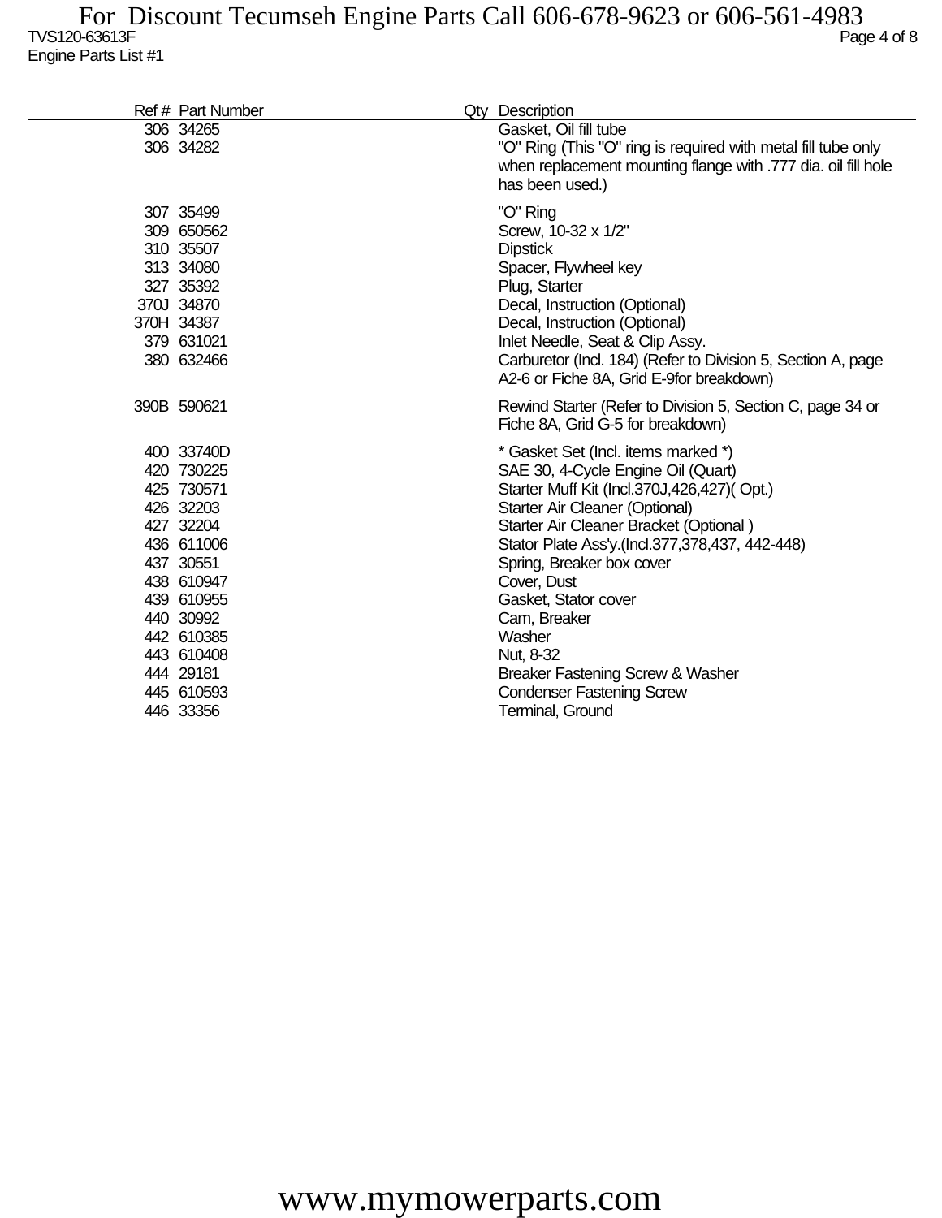For Discount Tecumseh Engine Parts Call 606-678-9623 or 606-561-4983

TVS120-63613F

Engine Parts List #1

| Ref # | Part Number | Qty | Description |
|---|---|---|---|
| 306 | 34265 | | Gasket, Oil fill tube |
| 306 | 34282 | | "O" Ring (This "O" ring is required with metal fill tube only when replacement mounting flange with .777 dia. oil fill hole has been used.) |
| 307 | 35499 | | "O" Ring |
| 309 | 650562 | | Screw, 10-32 x 1/2" |
| 310 | 35507 | | Dipstick |
| 313 | 34080 | | Spacer, Flywheel key |
| 327 | 35392 | | Plug, Starter |
| 370J | 34870 | | Decal, Instruction (Optional) |
| 370H | 34387 | | Decal, Instruction (Optional) |
| 379 | 631021 | | Inlet Needle, Seat & Clip Assy. |
| 380 | 632466 | | Carburetor (Incl. 184) (Refer to Division 5, Section A, page A2-6 or Fiche 8A, Grid E-9for breakdown) |
| 390B | 590621 | | Rewind Starter (Refer to Division 5, Section C, page 34 or Fiche 8A, Grid G-5 for breakdown) |
| 400 | 33740D | | * Gasket Set (Incl. items marked *) |
| 420 | 730225 | | SAE 30, 4-Cycle Engine Oil (Quart) |
| 425 | 730571 | | Starter Muff Kit (Incl.370J,426,427)( Opt.) |
| 426 | 32203 | | Starter Air Cleaner (Optional) |
| 427 | 32204 | | Starter Air Cleaner Bracket (Optional ) |
| 436 | 611006 | | Stator Plate Ass'y.(Incl.377,378,437, 442-448) |
| 437 | 30551 | | Spring, Breaker box cover |
| 438 | 610947 | | Cover, Dust |
| 439 | 610955 | | Gasket, Stator cover |
| 440 | 30992 | | Cam, Breaker |
| 442 | 610385 | | Washer |
| 443 | 610408 | | Nut, 8-32 |
| 444 | 29181 | | Breaker Fastening Screw & Washer |
| 445 | 610593 | | Condenser Fastening Screw |
| 446 | 33356 | | Terminal, Ground |

www.mymowerparts.com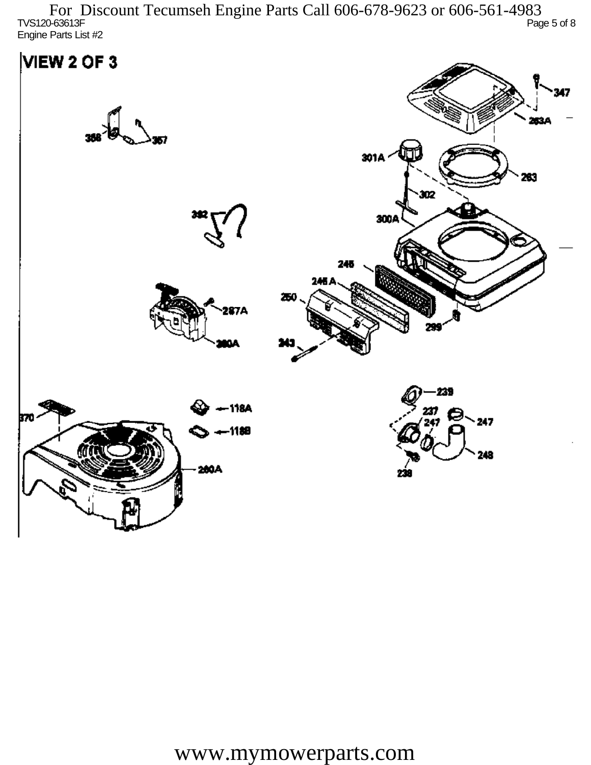For Discount Tecumseh Engine Parts Call 606-678-9623 or 606-561-4983

TVS120-63613F

Engine Parts List #2

# VIEW 2 OF 3

347
263A
301A
263
302
300A
392
358
357
245
245 A
250
287A
299
260A
243
239
118A
237
247
247
118B
370
248
238
260A

www.mymowerparts.com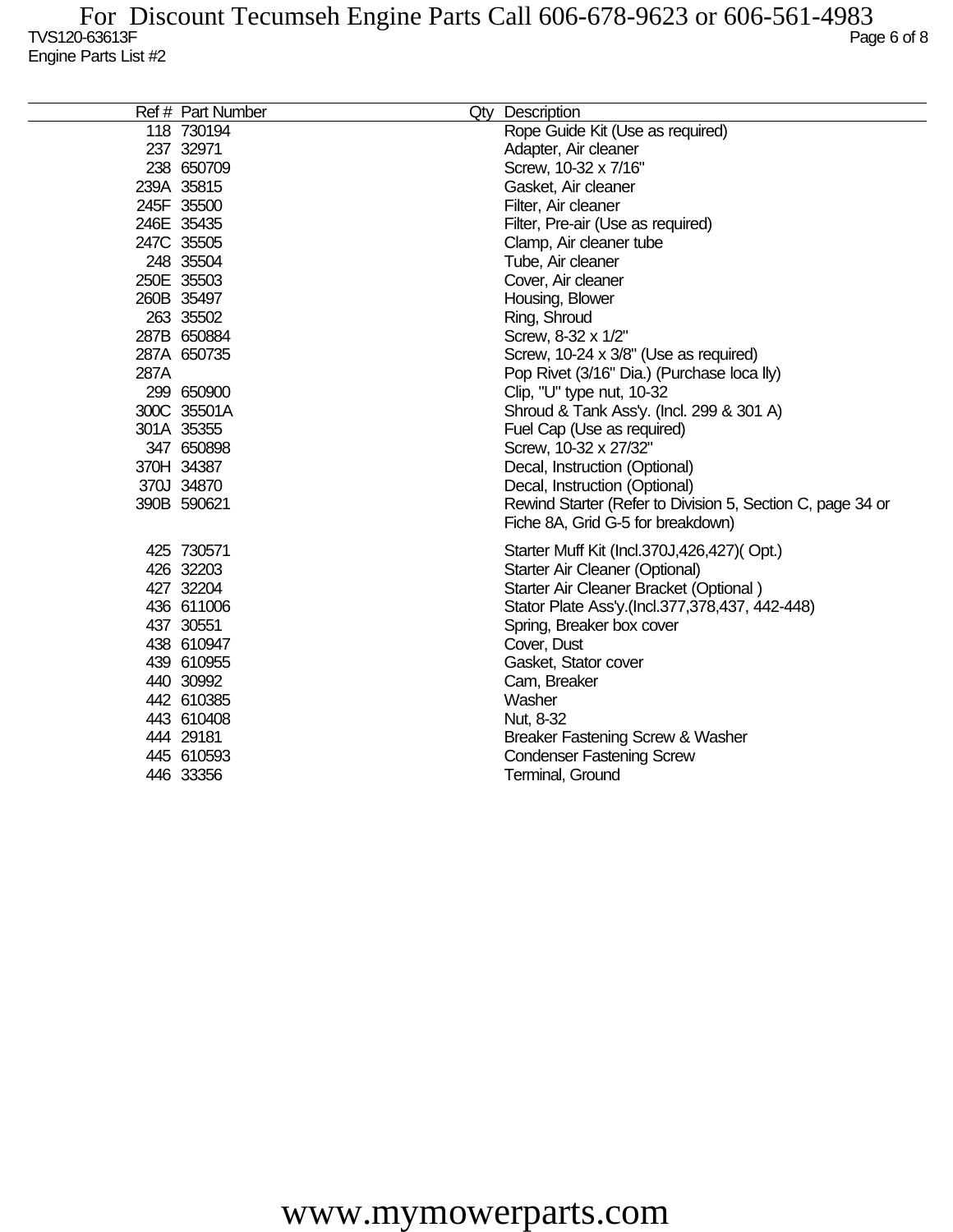For Discount Tecumseh Engine Parts Call 606-678-9623 or 606-561-4983

TVS120-63613F

Engine Parts List #2

| Ref # | Part Number | Qty | Description |
|---|---|---|---|
| 118 | 730194 | | Rope Guide Kit (Use as required) |
| 237 | 32971 | | Adapter, Air cleaner |
| 238 | 650709 | | Screw, 10-32 x 7/16" |
| 239A | 35815 | | Gasket, Air cleaner |
| 245F | 35500 | | Filter, Air cleaner |
| 246E | 35435 | | Filter, Pre-air (Use as required) |
| 247C | 35505 | | Clamp, Air cleaner tube |
| 248 | 35504 | | Tube, Air cleaner |
| 250E | 35503 | | Cover, Air cleaner |
| 260B | 35497 | | Housing, Blower |
| 263 | 35502 | | Ring, Shroud |
| 287B | 650884 | | Screw, 8-32 x 1/2" |
| 287A | 650735 | | Screw, 10-24 x 3/8" (Use as required) |
| 287A | | | Pop Rivet (3/16" Dia.) (Purchase loca lly) |
| 299 | 650900 | | Clip, "U" type nut, 10-32 |
| 300C | 35501A | | Shroud & Tank Ass'y. (Incl. 299 & 301 A) |
| 301A | 35355 | | Fuel Cap (Use as required) |
| 347 | 650898 | | Screw, 10-32 x 27/32" |
| 370H | 34387 | | Decal, Instruction (Optional) |
| 370J | 34870 | | Decal, Instruction (Optional) |
| 390B | 590621 | | Rewind Starter (Refer to Division 5, Section C, page 34 or Fiche 8A, Grid G-5 for breakdown) |
| 425 | 730571 | | Starter Muff Kit (Incl.370J,426,427)( Opt.) |
| 426 | 32203 | | Starter Air Cleaner (Optional) |
| 427 | 32204 | | Starter Air Cleaner Bracket (Optional ) |
| 436 | 611006 | | Stator Plate Ass'y.(Incl.377,378,437, 442-448) |
| 437 | 30551 | | Spring, Breaker box cover |
| 438 | 610947 | | Cover, Dust |
| 439 | 610955 | | Gasket, Stator cover |
| 440 | 30992 | | Cam, Breaker |
| 442 | 610385 | | Washer |
| 443 | 610408 | | Nut, 8-32 |
| 444 | 29181 | | Breaker Fastening Screw & Washer |
| 445 | 610593 | | Condenser Fastening Screw |
| 446 | 33356 | | Terminal, Ground |

www.mymowerparts.com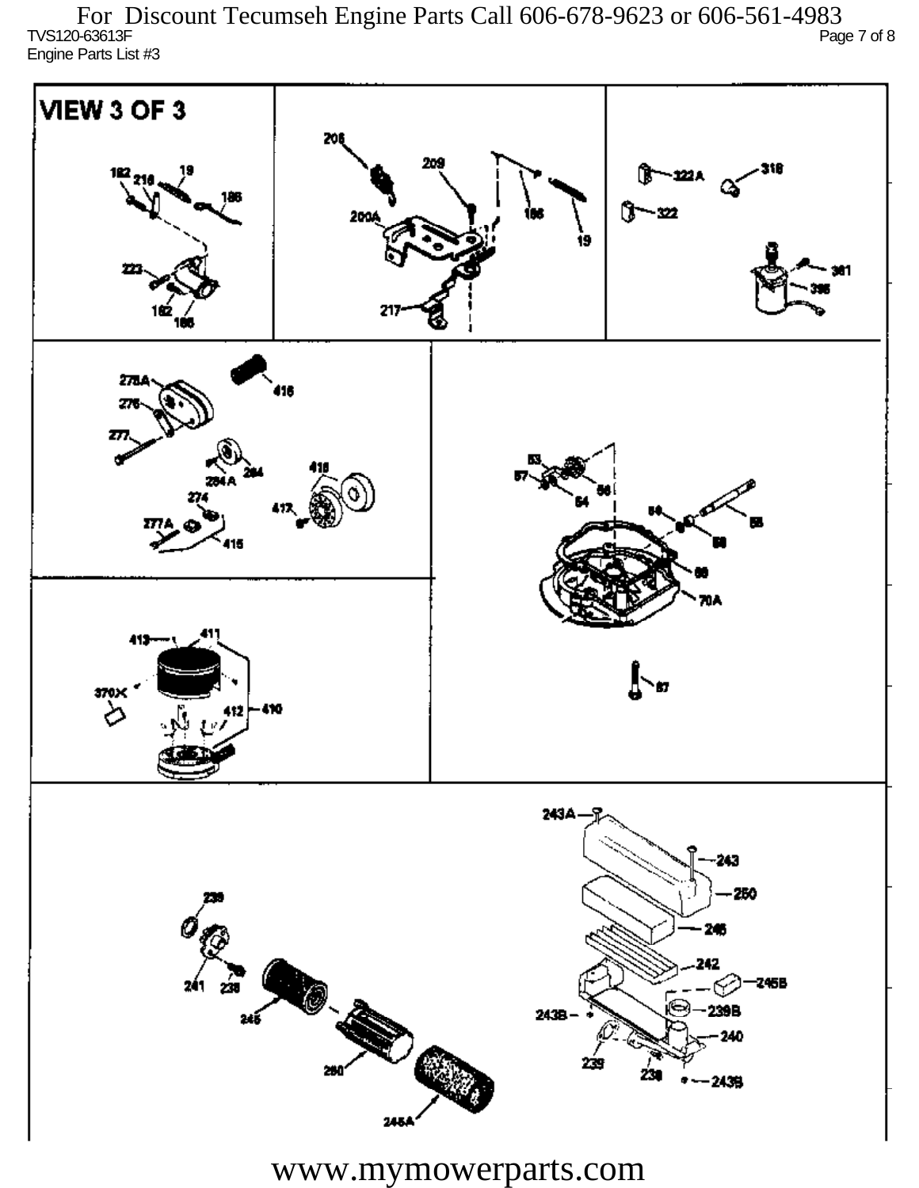For Discount Tecumseh Engine Parts Call 606-678-9623 or 606-561-4983

TVS120-63613F

Engine Parts List #3

VIEW 3 OF 3

182 218 19 186 223 182 186

208 209 200A 186 19 217

322A 318 322 361 395

278A 276 277 284A 284 274 277A 415 416 418 417

53 57 54 56 59 58 58 66 70A 67

413 411 370X 412 410

243A 243 250 246 242 245B 239B 240 243B 239 238 243B

239 241 238 245 260 245A

www.mymowerparts.com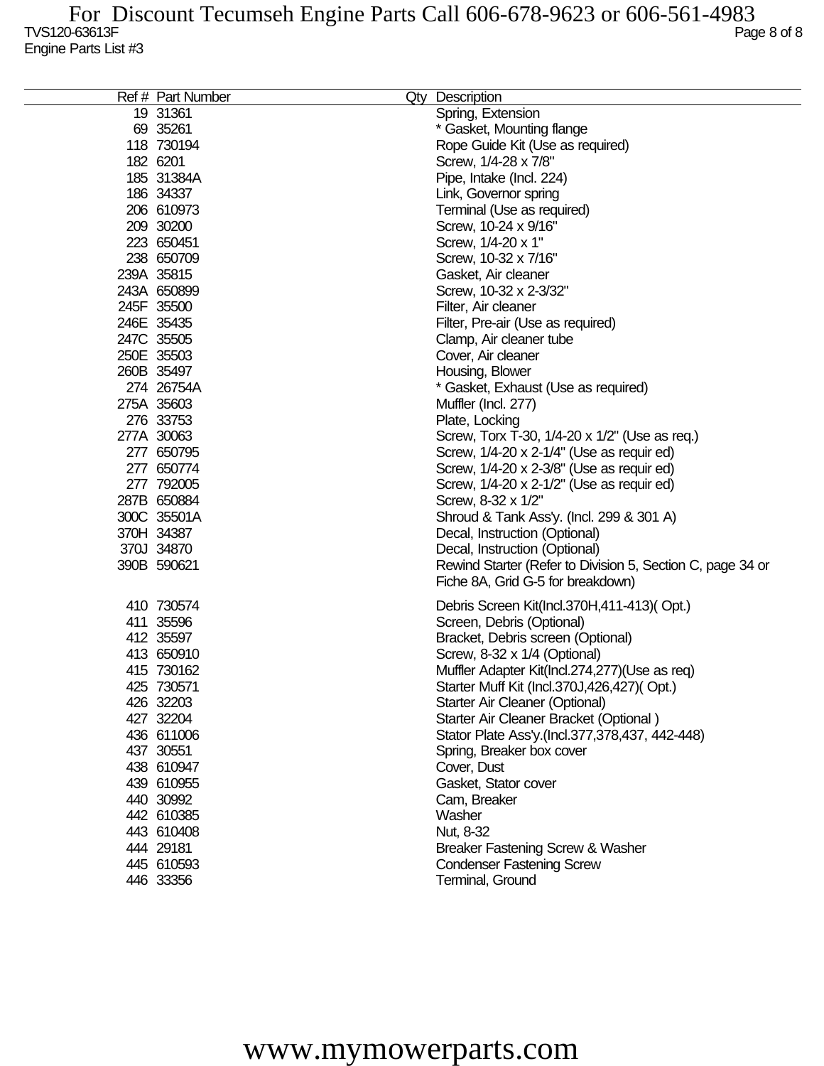For Discount Tecumseh Engine Parts Call 606-678-9623 or 606-561-4983

TVS120-63613F

Engine Parts List #3

| Ref # | Part Number | Qty | Description |
|---|---|---|---|
| 19 | 31361 | | Spring, Extension |
| 69 | 35261 | | * Gasket, Mounting flange |
| 118 | 730194 | | Rope Guide Kit (Use as required) |
| 182 | 6201 | | Screw, 1/4-28 x 7/8" |
| 185 | 31384A | | Pipe, Intake (Incl. 224) |
| 186 | 34337 | | Link, Governor spring |
| 206 | 610973 | | Terminal (Use as required) |
| 209 | 30200 | | Screw, 10-24 x 9/16" |
| 223 | 650451 | | Screw, 1/4-20 x 1" |
| 238 | 650709 | | Screw, 10-32 x 7/16" |
| 239A | 35815 | | Gasket, Air cleaner |
| 243A | 650899 | | Screw, 10-32 x 2-3/32" |
| 245F | 35500 | | Filter, Air cleaner |
| 246E | 35435 | | Filter, Pre-air (Use as required) |
| 247C | 35505 | | Clamp, Air cleaner tube |
| 250E | 35503 | | Cover, Air cleaner |
| 260B | 35497 | | Housing, Blower |
| 274 | 26754A | | * Gasket, Exhaust (Use as required) |
| 275A | 35603 | | Muffler (Incl. 277) |
| 276 | 33753 | | Plate, Locking |
| 277A | 30063 | | Screw, Torx T-30, 1/4-20 x 1/2" (Use as req.) |
| 277 | 650795 | | Screw, 1/4-20 x 2-1/4" (Use as requir ed) |
| 277 | 650774 | | Screw, 1/4-20 x 2-3/8" (Use as requir ed) |
| 277 | 792005 | | Screw, 1/4-20 x 2-1/2" (Use as requir ed) |
| 287B | 650884 | | Screw, 8-32 x 1/2" |
| 300C | 35501A | | Shroud & Tank Ass'y. (Incl. 299 & 301 A) |
| 370H | 34387 | | Decal, Instruction (Optional) |
| 370J | 34870 | | Decal, Instruction (Optional) |
| 390B | 590621 | | Rewind Starter (Refer to Division 5, Section C, page 34 or Fiche 8A, Grid G-5 for breakdown) |
| 410 | 730574 | | Debris Screen Kit(Incl.370H,411-413)( Opt.) |
| 411 | 35596 | | Screen, Debris (Optional) |
| 412 | 35597 | | Bracket, Debris screen (Optional) |
| 413 | 650910 | | Screw, 8-32 x 1/4 (Optional) |
| 415 | 730162 | | Muffler Adapter Kit(Incl.274,277)(Use as req) |
| 425 | 730571 | | Starter Muff Kit (Incl.370J,426,427)( Opt.) |
| 426 | 32203 | | Starter Air Cleaner (Optional) |
| 427 | 32204 | | Starter Air Cleaner Bracket (Optional ) |
| 436 | 611006 | | Stator Plate Ass'y.(Incl.377,378,437, 442-448) |
| 437 | 30551 | | Spring, Breaker box cover |
| 438 | 610947 | | Cover, Dust |
| 439 | 610955 | | Gasket, Stator cover |
| 440 | 30992 | | Cam, Breaker |
| 442 | 610385 | | Washer |
| 443 | 610408 | | Nut, 8-32 |
| 444 | 29181 | | Breaker Fastening Screw & Washer |
| 445 | 610593 | | Condenser Fastening Screw |
| 446 | 33356 | | Terminal, Ground |

www.mymowerparts.com